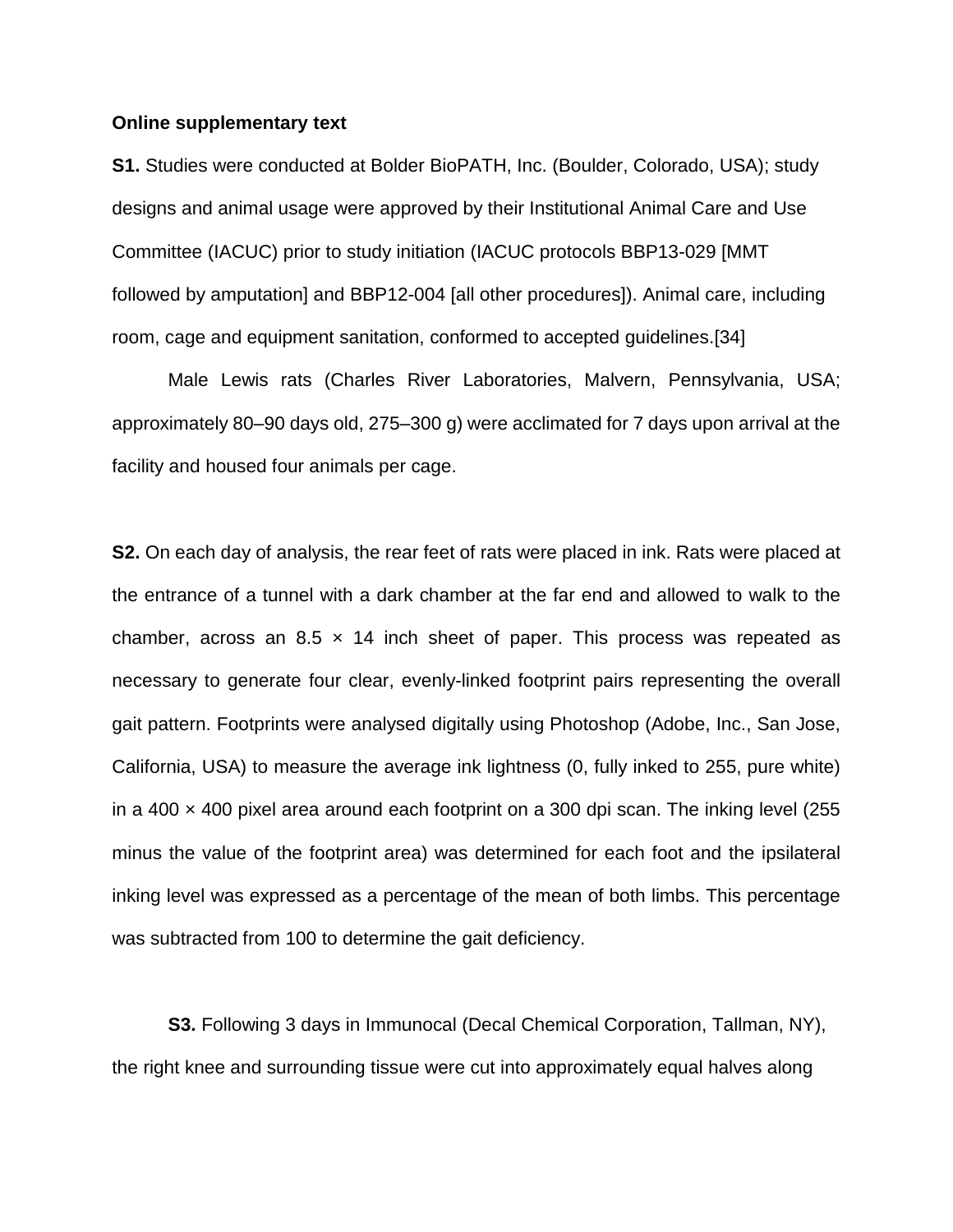**Online supplementary text**

**S1.** Studies were conducted at Bolder BioPATH, Inc. (Boulder, Colorado, USA); study designs and animal usage were approved by their Institutional Animal Care and Use Committee (IACUC) prior to study initiation (IACUC protocols BBP13-029 [MMT followed by amputation] and BBP12-004 [all other procedures]). Animal care, including room, cage and equipment sanitation, conformed to accepted guidelines.[34]

Male Lewis rats (Charles River Laboratories, Malvern, Pennsylvania, USA; approximately 80–90 days old, 275–300 g) were acclimated for 7 days upon arrival at the facility and housed four animals per cage.

**S2.** On each day of analysis, the rear feet of rats were placed in ink. Rats were placed at the entrance of a tunnel with a dark chamber at the far end and allowed to walk to the chamber, across an 8.5 × 14 inch sheet of paper. This process was repeated as necessary to generate four clear, evenly-linked footprint pairs representing the overall gait pattern. Footprints were analysed digitally using Photoshop (Adobe, Inc., San Jose, California, USA) to measure the average ink lightness (0, fully inked to 255, pure white) in a 400 × 400 pixel area around each footprint on a 300 dpi scan. The inking level (255 minus the value of the footprint area) was determined for each foot and the ipsilateral inking level was expressed as a percentage of the mean of both limbs. This percentage was subtracted from 100 to determine the gait deficiency.

**S3.** Following 3 days in Immunocal (Decal Chemical Corporation, Tallman, NY), the right knee and surrounding tissue were cut into approximately equal halves along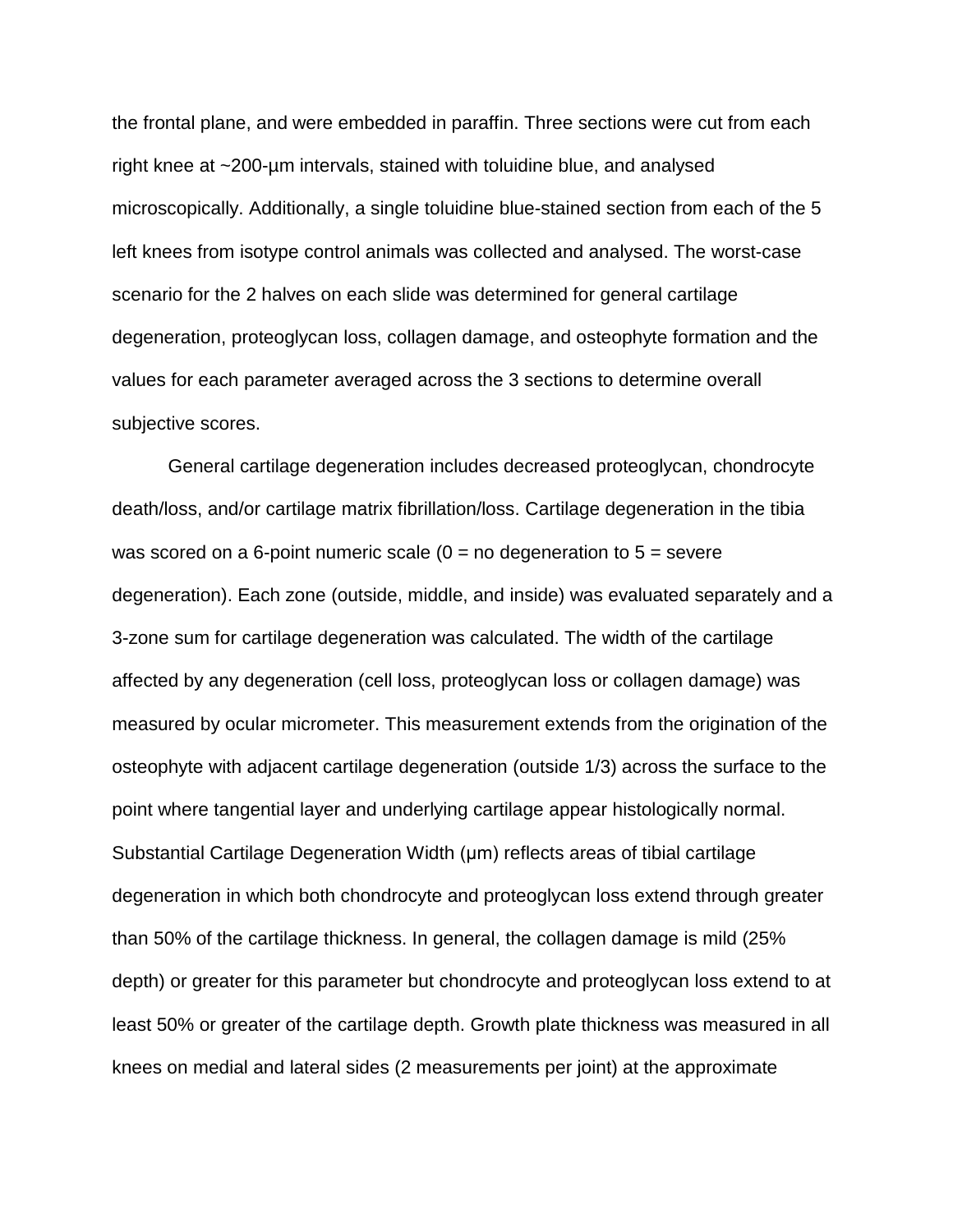the frontal plane, and were embedded in paraffin. Three sections were cut from each right knee at ~200-μm intervals, stained with toluidine blue, and analysed microscopically. Additionally, a single toluidine blue-stained section from each of the 5 left knees from isotype control animals was collected and analysed. The worst-case scenario for the 2 halves on each slide was determined for general cartilage degeneration, proteoglycan loss, collagen damage, and osteophyte formation and the values for each parameter averaged across the 3 sections to determine overall subjective scores.

General cartilage degeneration includes decreased proteoglycan, chondrocyte death/loss, and/or cartilage matrix fibrillation/loss. Cartilage degeneration in the tibia was scored on a 6-point numeric scale (0 = no degeneration to 5 = severe degeneration). Each zone (outside, middle, and inside) was evaluated separately and a 3-zone sum for cartilage degeneration was calculated. The width of the cartilage affected by any degeneration (cell loss, proteoglycan loss or collagen damage) was measured by ocular micrometer. This measurement extends from the origination of the osteophyte with adjacent cartilage degeneration (outside 1/3) across the surface to the point where tangential layer and underlying cartilage appear histologically normal. Substantial Cartilage Degeneration Width (μm) reflects areas of tibial cartilage degeneration in which both chondrocyte and proteoglycan loss extend through greater than 50% of the cartilage thickness. In general, the collagen damage is mild (25% depth) or greater for this parameter but chondrocyte and proteoglycan loss extend to at least 50% or greater of the cartilage depth. Growth plate thickness was measured in all knees on medial and lateral sides (2 measurements per joint) at the approximate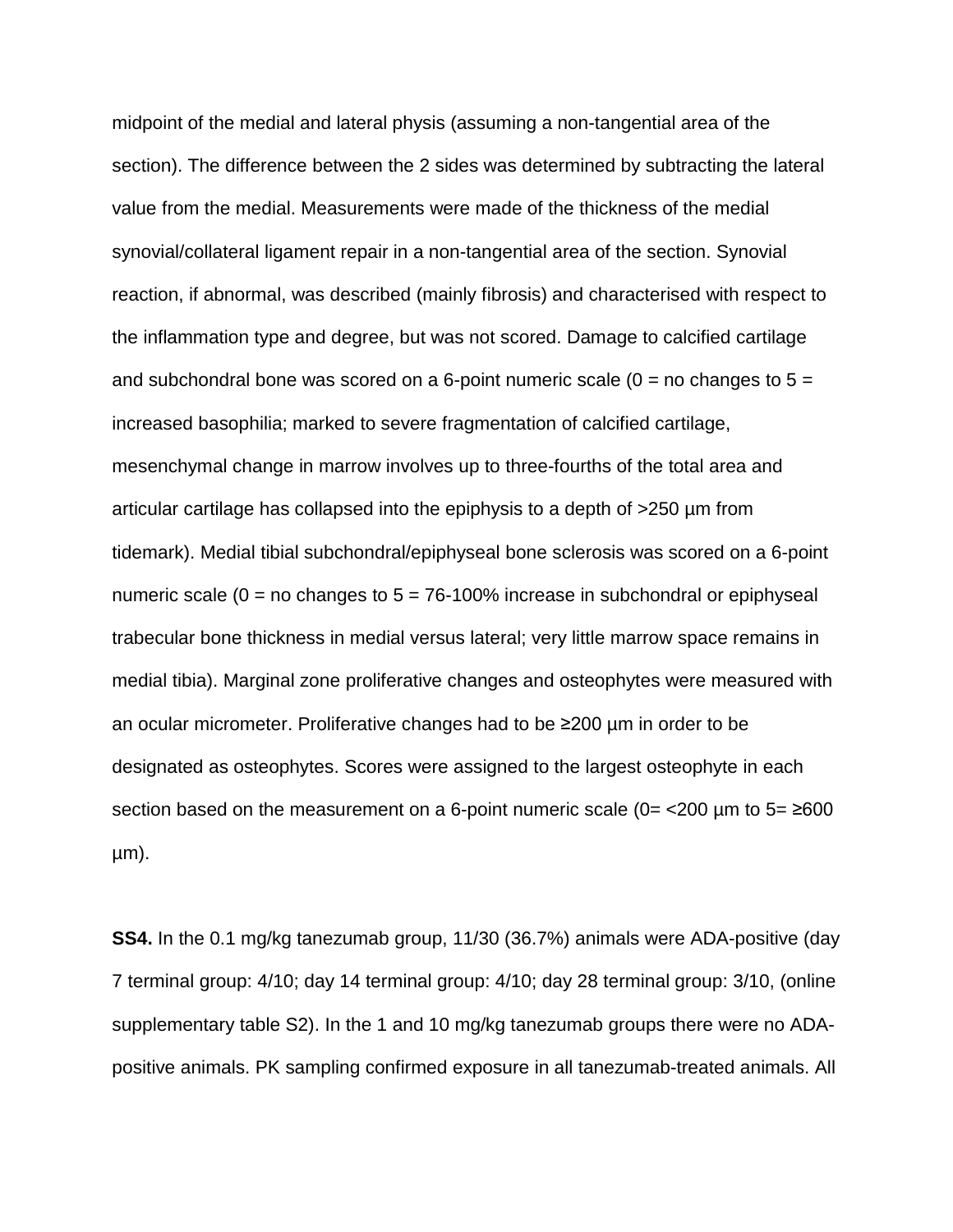midpoint of the medial and lateral physis (assuming a non-tangential area of the section). The difference between the 2 sides was determined by subtracting the lateral value from the medial. Measurements were made of the thickness of the medial synovial/collateral ligament repair in a non-tangential area of the section. Synovial reaction, if abnormal, was described (mainly fibrosis) and characterised with respect to the inflammation type and degree, but was not scored. Damage to calcified cartilage and subchondral bone was scored on a 6-point numeric scale (0 = no changes to 5 = increased basophilia; marked to severe fragmentation of calcified cartilage, mesenchymal change in marrow involves up to three-fourths of the total area and articular cartilage has collapsed into the epiphysis to a depth of >250 µm from tidemark). Medial tibial subchondral/epiphyseal bone sclerosis was scored on a 6-point numeric scale (0 = no changes to 5 = 76-100% increase in subchondral or epiphyseal trabecular bone thickness in medial versus lateral; very little marrow space remains in medial tibia). Marginal zone proliferative changes and osteophytes were measured with an ocular micrometer. Proliferative changes had to be ≥200 µm in order to be designated as osteophytes. Scores were assigned to the largest osteophyte in each section based on the measurement on a 6-point numeric scale (0= <200 µm to 5= ≥600 µm).

**SS4.** In the 0.1 mg/kg tanezumab group, 11/30 (36.7%) animals were ADA-positive (day 7 terminal group: 4/10; day 14 terminal group: 4/10; day 28 terminal group: 3/10, (online supplementary table S2). In the 1 and 10 mg/kg tanezumab groups there were no ADA-positive animals. PK sampling confirmed exposure in all tanezumab-treated animals. All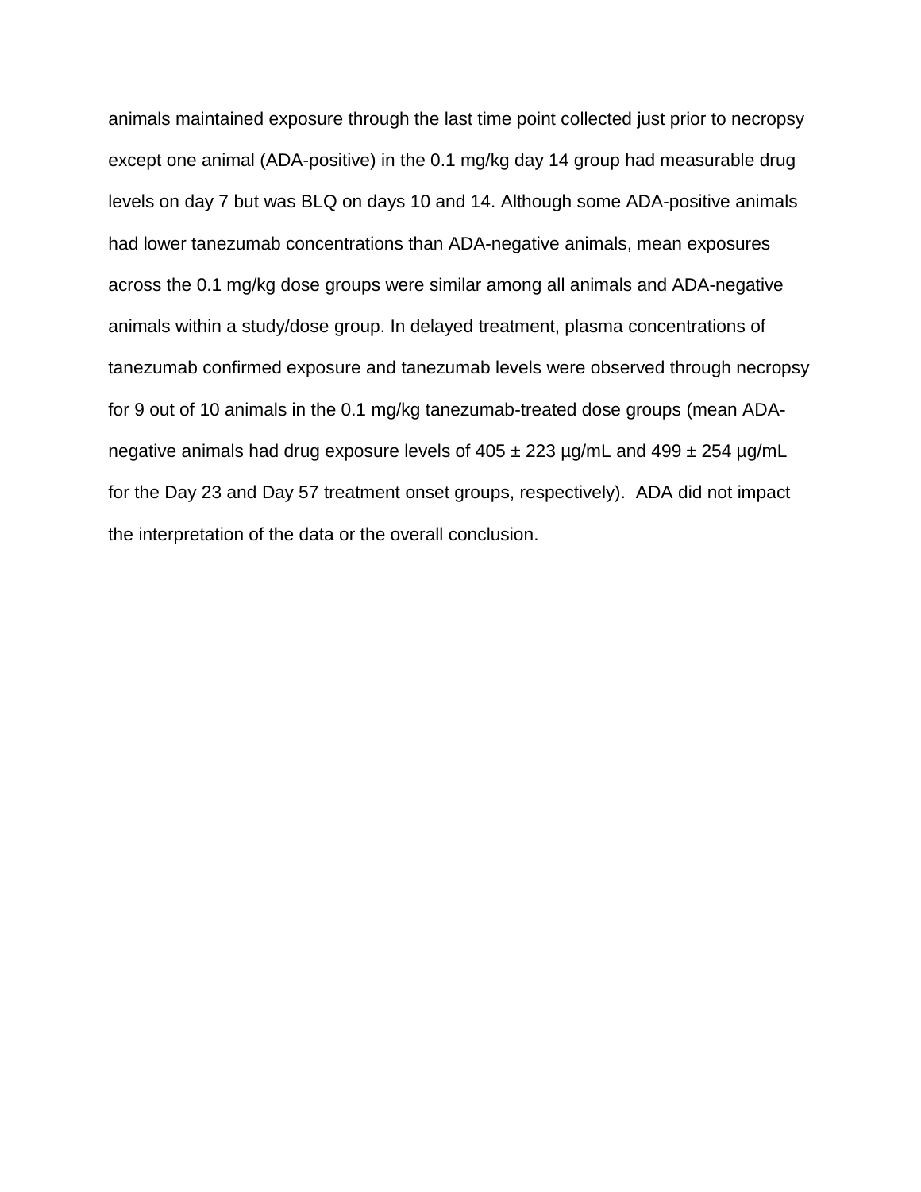animals maintained exposure through the last time point collected just prior to necropsy except one animal (ADA-positive) in the 0.1 mg/kg day 14 group had measurable drug levels on day 7 but was BLQ on days 10 and 14. Although some ADA-positive animals had lower tanezumab concentrations than ADA-negative animals, mean exposures across the 0.1 mg/kg dose groups were similar among all animals and ADA-negative animals within a study/dose group. In delayed treatment, plasma concentrations of tanezumab confirmed exposure and tanezumab levels were observed through necropsy for 9 out of 10 animals in the 0.1 mg/kg tanezumab-treated dose groups (mean ADA-negative animals had drug exposure levels of 405 ± 223 µg/mL and 499 ± 254 µg/mL for the Day 23 and Day 57 treatment onset groups, respectively). ADA did not impact the interpretation of the data or the overall conclusion.